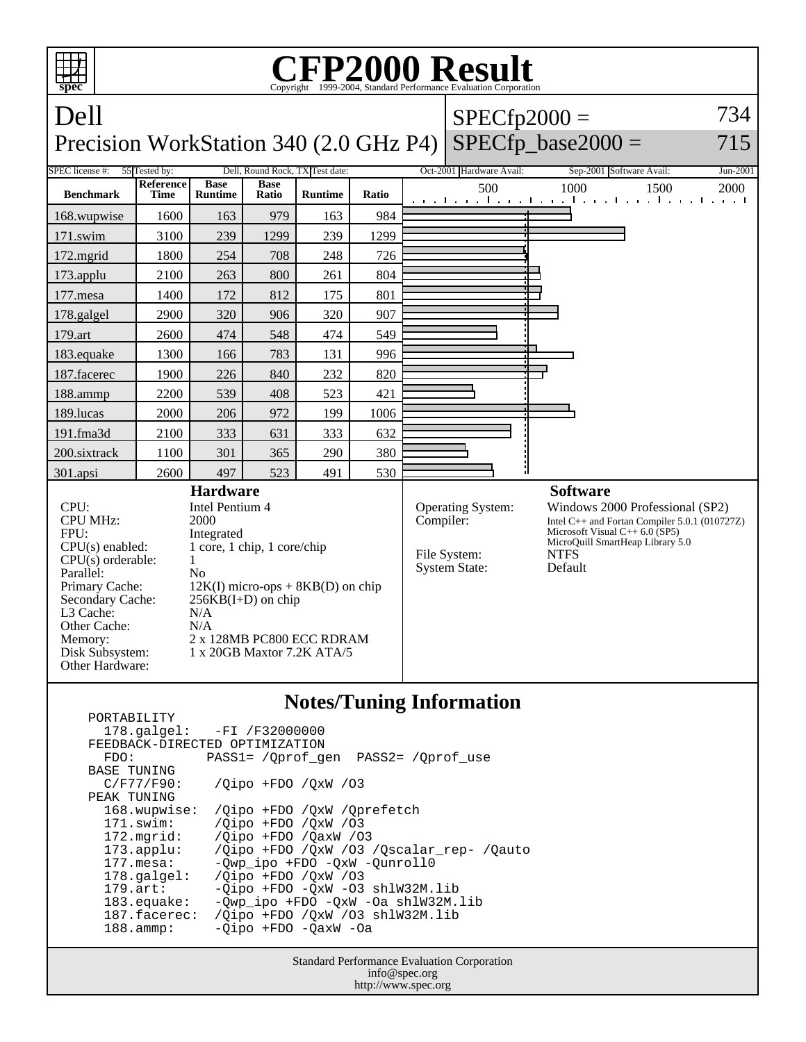# CFP2000 Result

Copyright 1999-2004, Standard Performance Evaluation Corporation

## Dell
## Precision WorkStation 340 (2.0 GHz P4)

SPECfp2000 = 734
SPECfp_base2000 = 715

| SPEC license #: | 55 | Tested by: | Dell, Round Rock, TX | Test date: | Oct-2001 | Hardware Avail: | Sep-2001 | Software Avail: | Jun-2001 |
|---|---|---|---|---|---|---|---|---|---|

| Benchmark | Reference Time | Base Runtime | Base Ratio | Runtime | Ratio |
|---|---|---|---|---|---|
| 168.wupwise | 1600 | 163 | 979 | 163 | 984 |
| 171.swim | 3100 | 239 | 1299 | 239 | 1299 |
| 172.mgrid | 1800 | 254 | 708 | 248 | 726 |
| 173.applu | 2100 | 263 | 800 | 261 | 804 |
| 177.mesa | 1400 | 172 | 812 | 175 | 801 |
| 178.galgel | 2900 | 320 | 906 | 320 | 907 |
| 179.art | 2600 | 474 | 548 | 474 | 549 |
| 183.equake | 1300 | 166 | 783 | 131 | 996 |
| 187.facerec | 1900 | 226 | 840 | 232 | 820 |
| 188.ammp | 2200 | 539 | 408 | 523 | 421 |
| 189.lucas | 2000 | 206 | 972 | 199 | 1006 |
| 191.fma3d | 2100 | 333 | 631 | 333 | 632 |
| 200.sixtrack | 1100 | 301 | 365 | 290 | 380 |
| 301.apsi | 2600 | 497 | 523 | 491 | 530 |

### Hardware

| | |
|---|---|
| CPU: | Intel Pentium 4 |
| CPU MHz: | 2000 |
| FPU: | Integrated |
| CPU(s) enabled: | 1 core, 1 chip, 1 core/chip |
| CPU(s) orderable: | 1 |
| Parallel: | No |
| Primary Cache: | 12K(I) micro-ops + 8KB(D) on chip |
| Secondary Cache: | 256KB(I+D) on chip |
| L3 Cache: | N/A |
| Other Cache: | N/A |
| Memory: | 2 x 128MB PC800 ECC RDRAM |
| Disk Subsystem: | 1 x 20GB Maxtor 7.2K ATA/5 |
| Other Hardware: | |

### Software

| | |
|---|---|
| Operating System: | Windows 2000 Professional (SP2) |
| Compiler: | Intel C++ and Fortan Compiler 5.0.1 (010727Z)<br>Microsoft Visual C++ 6.0 (SP5)<br>MicroQuill SmartHeap Library 5.0 |
| File System: | NTFS |
| System State: | Default |

## Notes/Tuning Information

```
PORTABILITY
  178.galgel:   -FI /F32000000
FEEDBACK-DIRECTED OPTIMIZATION
  FDO:         PASS1= /Qprof_gen  PASS2= /Qprof_use
BASE TUNING
  C/F77/F90:    /Qipo +FDO /QxW /O3
PEAK TUNING
  168.wupwise:  /Qipo +FDO /QxW /Qprefetch
  171.swim:     /Qipo +FDO /QxW /O3
  172.mgrid:    /Qipo +FDO /QaxW /O3
  173.applu:    /Qipo +FDO /QxW /O3 /Qscalar_rep- /Qauto
  177.mesa:     -Qwp_ipo +FDO -QxW -Qunroll0
  178.galgel:   /Qipo +FDO /QxW /O3
  179.art:      -Qipo +FDO -QxW -O3 shlW32M.lib
  183.equake:   -Qwp_ipo +FDO -QxW -Oa shlW32M.lib
  187.facerec:  /Qipo +FDO /QxW /O3 shlW32M.lib
  188.ammp:     -Qipo +FDO -QaxW -Oa
```

Standard Performance Evaluation Corporation
info@spec.org
http://www.spec.org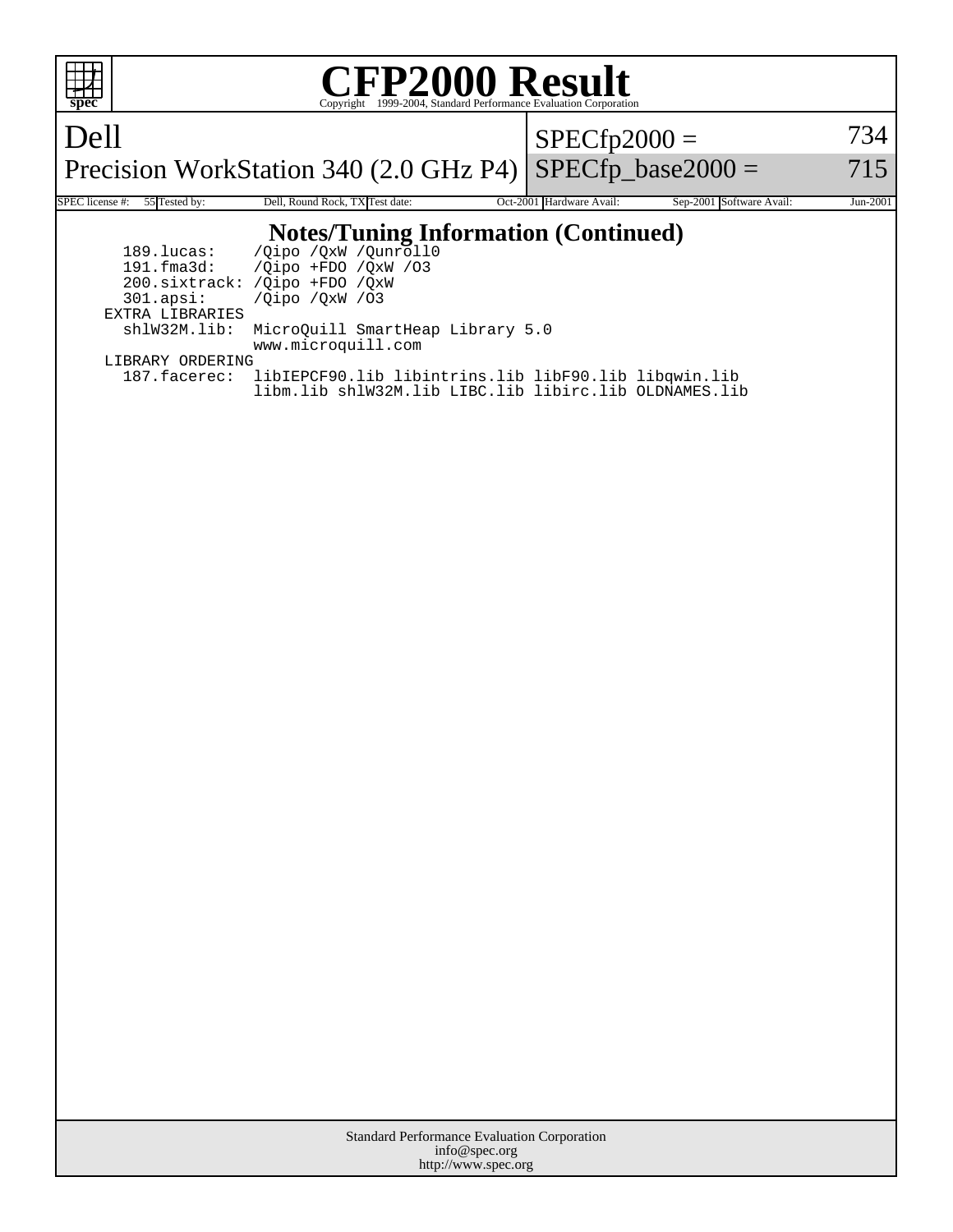# CFP2000 Result

Copyright 1999-2004, Standard Performance Evaluation Corporation

**Dell**

**Precision WorkStation 340 (2.0 GHz P4)**

SPECfp2000 = 734

SPECfp_base2000 = 715

| SPEC license #: | 55 | Tested by: | Dell, Round Rock, TX | Test date: | Oct-2001 | Hardware Avail: | Sep-2001 | Software Avail: | Jun-2001 |
|---|---|---|---|---|---|---|---|---|---|

## Notes/Tuning Information (Continued)

```
   189.lucas:    /Qipo /QxW /Qunroll0
   191.fma3d:    /Qipo +FDO /QxW /O3
   200.sixtrack: /Qipo +FDO /QxW
   301.apsi:     /Qipo /QxW /O3
 EXTRA LIBRARIES
   shlW32M.lib:  MicroQuill SmartHeap Library 5.0
                 www.microquill.com
 LIBRARY ORDERING
   187.facerec:  libIEPCF90.lib libintrins.lib libF90.lib libqwin.lib
                 libm.lib shlW32M.lib LIBC.lib libirc.lib OLDNAMES.lib
```

Standard Performance Evaluation Corporation
info@spec.org
http://www.spec.org